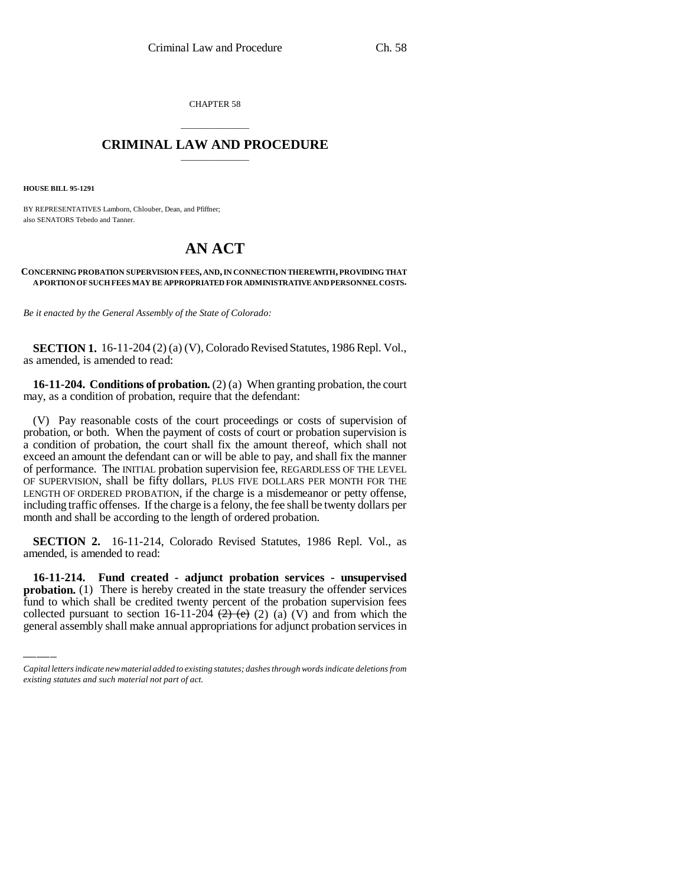CHAPTER 58

# CRIMINAL LAW AND PROCEDURE

**HOUSE BILL 95-1291**

BY REPRESENTATIVES Lamborn, Chlouber, Dean, and Pfiffner;
also SENATORS Tebedo and Tanner.

# AN ACT

**CONCERNING PROBATION SUPERVISION FEES, AND, IN CONNECTION THEREWITH, PROVIDING THAT A PORTION OF SUCH FEES MAY BE APPROPRIATED FOR ADMINISTRATIVE AND PERSONNEL COSTS.**

*Be it enacted by the General Assembly of the State of Colorado:*

**SECTION 1.** 16-11-204 (2) (a) (V), Colorado Revised Statutes, 1986 Repl. Vol., as amended, is amended to read:

**16-11-204. Conditions of probation.** (2) (a) When granting probation, the court may, as a condition of probation, require that the defendant:

(V) Pay reasonable costs of the court proceedings or costs of supervision of probation, or both. When the payment of costs of court or probation supervision is a condition of probation, the court shall fix the amount thereof, which shall not exceed an amount the defendant can or will be able to pay, and shall fix the manner of performance. The INITIAL probation supervision fee, REGARDLESS OF THE LEVEL OF SUPERVISION, shall be fifty dollars, PLUS FIVE DOLLARS PER MONTH FOR THE LENGTH OF ORDERED PROBATION, if the charge is a misdemeanor or petty offense, including traffic offenses. If the charge is a felony, the fee shall be twenty dollars per month and shall be according to the length of ordered probation.

**SECTION 2.** 16-11-214, Colorado Revised Statutes, 1986 Repl. Vol., as amended, is amended to read:

**16-11-214. Fund created - adjunct probation services - unsupervised probation.** (1) There is hereby created in the state treasury the offender services fund to which shall be credited twenty percent of the probation supervision fees collected pursuant to section 16-11-204 ~~(2) (e)~~ (2) (a) (V) and from which the general assembly shall make annual appropriations for adjunct probation services in

*Capital letters indicate new material added to existing statutes; dashes through words indicate deletions from existing statutes and such material not part of act.*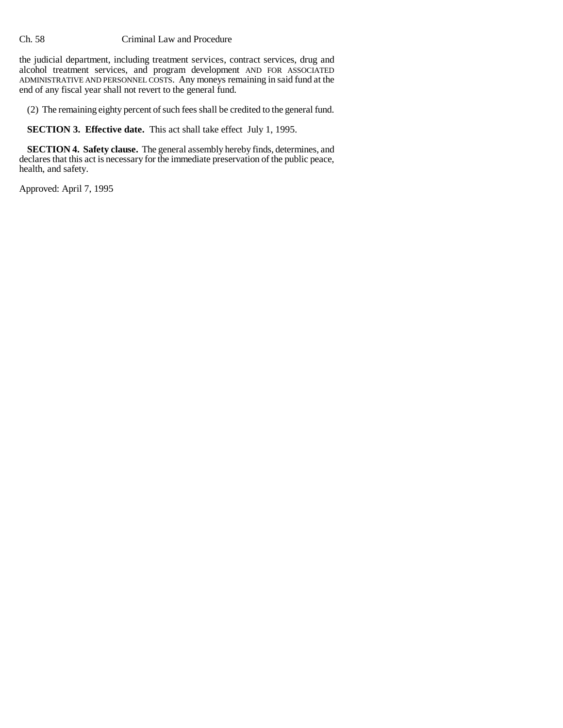the judicial department, including treatment services, contract services, drug and alcohol treatment services, and program development AND FOR ASSOCIATED ADMINISTRATIVE AND PERSONNEL COSTS. Any moneys remaining in said fund at the end of any fiscal year shall not revert to the general fund.

(2) The remaining eighty percent of such fees shall be credited to the general fund.

**SECTION 3. Effective date.** This act shall take effect July 1, 1995.

**SECTION 4. Safety clause.** The general assembly hereby finds, determines, and declares that this act is necessary for the immediate preservation of the public peace, health, and safety.

Approved: April 7, 1995